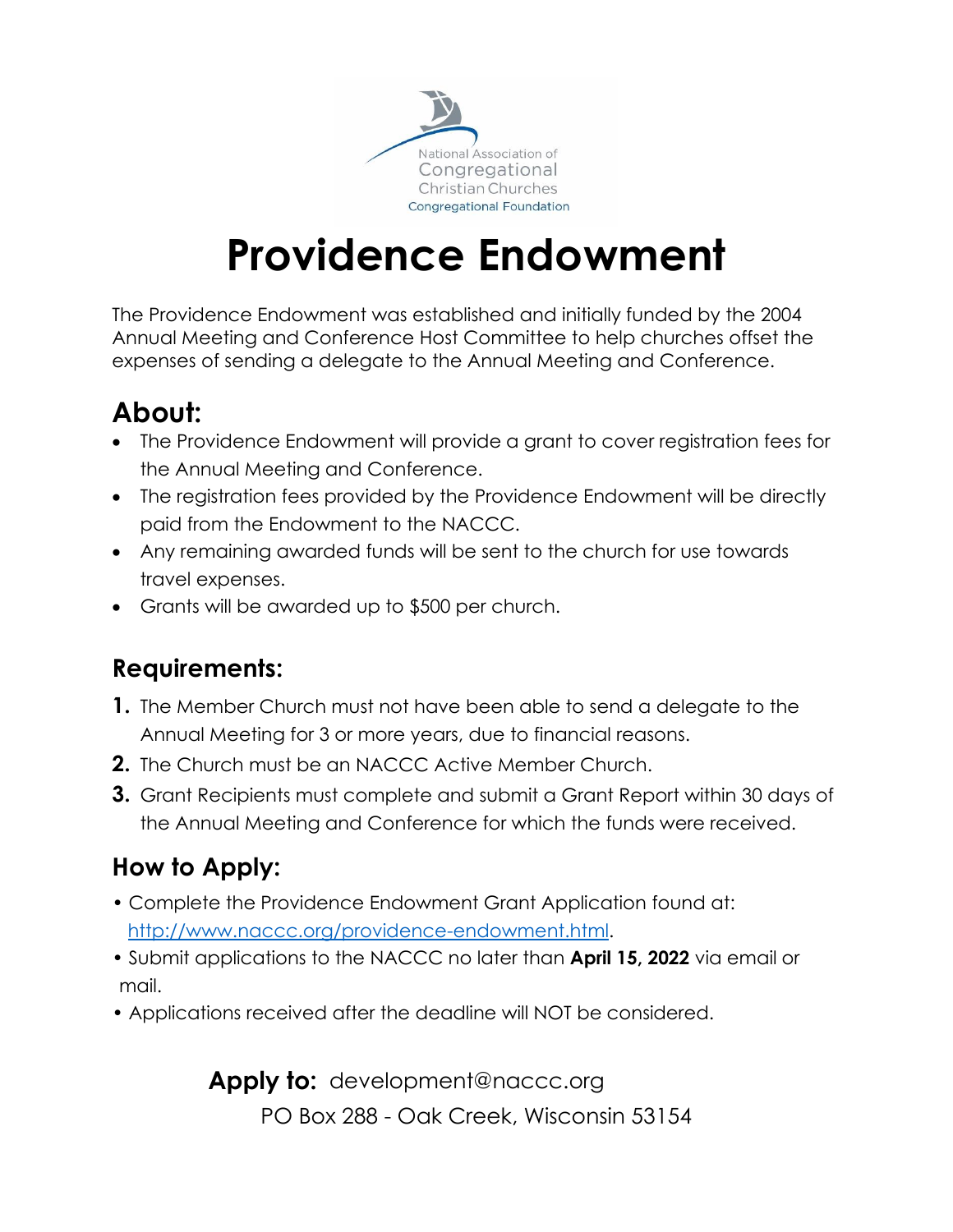National Association of Congregational Christian Churches
Congregational Foundation

# Providence Endowment

The Providence Endowment was established and initially funded by the 2004 Annual Meeting and Conference Host Committee to help churches offset the expenses of sending a delegate to the Annual Meeting and Conference.

## About:

- The Providence Endowment will provide a grant to cover registration fees for the Annual Meeting and Conference.
- The registration fees provided by the Providence Endowment will be directly paid from the Endowment to the NACCC.
- Any remaining awarded funds will be sent to the church for use towards travel expenses.
- Grants will be awarded up to $500 per church.

## Requirements:

1. The Member Church must not have been able to send a delegate to the Annual Meeting for 3 or more years, due to financial reasons.
2. The Church must be an NACCC Active Member Church.
3. Grant Recipients must complete and submit a Grant Report within 30 days of the Annual Meeting and Conference for which the funds were received.

## How to Apply:

- Complete the Providence Endowment Grant Application found at: [http://www.naccc.org/providence-endowment.html](http://www.naccc.org/providence-endowment.html).
- Submit applications to the NACCC no later than **April 15, 2022** via email or mail.
- Applications received after the deadline will NOT be considered.

**Apply to:** development@naccc.org
PO Box 288 - Oak Creek, Wisconsin 53154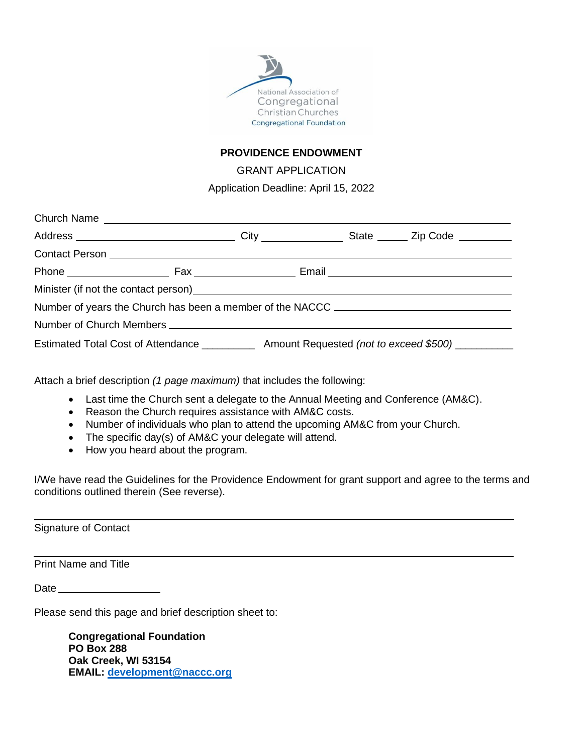National Association of Congregational Christian Churches
Congregational Foundation

**PROVIDENCE ENDOWMENT**

GRANT APPLICATION

Application Deadline: April 15, 2022

Church Name ______________________________________________

Address ____________________ City ____________ State _____ Zip Code ________

Contact Person ______________________________________________

Phone ______________ Fax ______________ Email ____________________

Minister (if not the contact person) ______________________________________________

Number of years the Church has been a member of the NACCC ____________________

Number of Church Members ______________________________________________

Estimated Total Cost of Attendance _________ Amount Requested *(not to exceed $500)* __________

Attach a brief description *(1 page maximum)* that includes the following:

- Last time the Church sent a delegate to the Annual Meeting and Conference (AM&C).
- Reason the Church requires assistance with AM&C costs.
- Number of individuals who plan to attend the upcoming AM&C from your Church.
- The specific day(s) of AM&C your delegate will attend.
- How you heard about the program.

I/We have read the Guidelines for the Providence Endowment for grant support and agree to the terms and conditions outlined therein (See reverse).

______________________________________________

Signature of Contact

______________________________________________

Print Name and Title

Date ________________

Please send this page and brief description sheet to:

**Congregational Foundation**
**PO Box 288**
**Oak Creek, WI 53154**
**EMAIL: development@naccc.org**